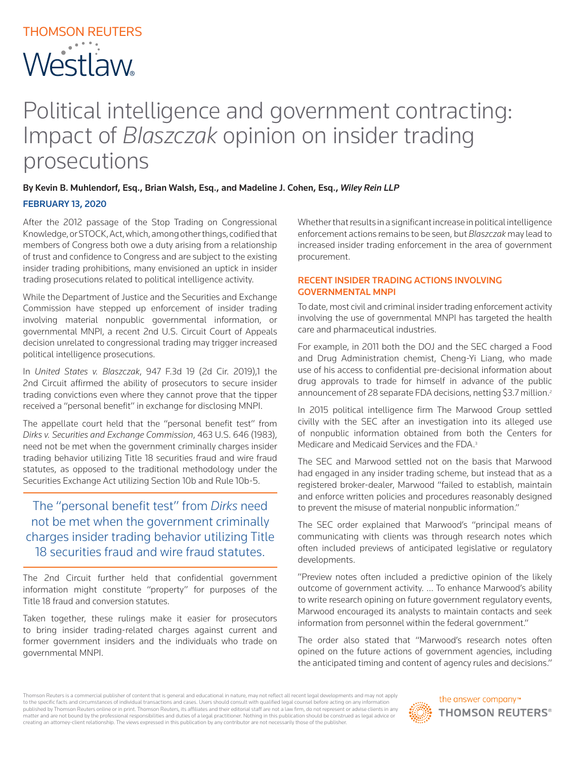# Political intelligence and government contracting: Impact of *Blaszczak* opinion on insider trading prosecutions

**By Kevin B. Muhlendorf, Esq., Brian Walsh, Esq., and Madeline J. Cohen, Esq., *Wiley Rein LLP***

**FEBRUARY 13, 2020**

After the 2012 passage of the Stop Trading on Congressional Knowledge, or STOCK, Act, which, among other things, codified that members of Congress both owe a duty arising from a relationship of trust and confidence to Congress and are subject to the existing insider trading prohibitions, many envisioned an uptick in insider trading prosecutions related to political intelligence activity.

While the Department of Justice and the Securities and Exchange Commission have stepped up enforcement of insider trading involving material nonpublic governmental information, or governmental MNPI, a recent 2nd U.S. Circuit Court of Appeals decision unrelated to congressional trading may trigger increased political intelligence prosecutions.

In *United States v. Blaszczak*, 947 F.3d 19 (2d Cir. 2019),[1] the 2nd Circuit affirmed the ability of prosecutors to secure insider trading convictions even where they cannot prove that the tipper received a "personal benefit" in exchange for disclosing MNPI.

The appellate court held that the "personal benefit test" from *Dirks v. Securities and Exchange Commission*, 463 U.S. 646 (1983), need not be met when the government criminally charges insider trading behavior utilizing Title 18 securities fraud and wire fraud statutes, as opposed to the traditional methodology under the Securities Exchange Act utilizing Section 10b and Rule 10b-5.

> The "personal benefit test" from *Dirks* need not be met when the government criminally charges insider trading behavior utilizing Title 18 securities fraud and wire fraud statutes.

The 2nd Circuit further held that confidential government information might constitute "property" for purposes of the Title 18 fraud and conversion statutes.

Taken together, these rulings make it easier for prosecutors to bring insider trading-related charges against current and former government insiders and the individuals who trade on governmental MNPI.

Whether that results in a significant increase in political intelligence enforcement actions remains to be seen, but *Blaszczak* may lead to increased insider trading enforcement in the area of government procurement.

## RECENT INSIDER TRADING ACTIONS INVOLVING GOVERNMENTAL MNPI

To date, most civil and criminal insider trading enforcement activity involving the use of governmental MNPI has targeted the health care and pharmaceutical industries.

For example, in 2011 both the DOJ and the SEC charged a Food and Drug Administration chemist, Cheng-Yi Liang, who made use of his access to confidential pre-decisional information about drug approvals to trade for himself in advance of the public announcement of 28 separate FDA decisions, netting $3.7 million.[2]

In 2015 political intelligence firm The Marwood Group settled civilly with the SEC after an investigation into its alleged use of nonpublic information obtained from both the Centers for Medicare and Medicaid Services and the FDA.[3]

The SEC and Marwood settled not on the basis that Marwood had engaged in any insider trading scheme, but instead that as a registered broker-dealer, Marwood "failed to establish, maintain and enforce written policies and procedures reasonably designed to prevent the misuse of material nonpublic information."

The SEC order explained that Marwood's "principal means of communicating with clients was through research notes which often included previews of anticipated legislative or regulatory developments.

"Preview notes often included a predictive opinion of the likely outcome of government activity. … To enhance Marwood's ability to write research opining on future government regulatory events, Marwood encouraged its analysts to maintain contacts and seek information from personnel within the federal government."

The order also stated that "Marwood's research notes often opined on the future actions of government agencies, including the anticipated timing and content of agency rules and decisions."

Thomson Reuters is a commercial publisher of content that is general and educational in nature, may not reflect all recent legal developments and may not apply to the specific facts and circumstances of individual transactions and cases. Users should consult with qualified legal counsel before acting on any information published by Thomson Reuters online or in print. Thomson Reuters, its affiliates and their editorial staff are not a law firm, do not represent or advise clients in any matter and are not bound by the professional responsibilities and duties of a legal practitioner. Nothing in this publication should be construed as legal advice or creating an attorney-client relationship. The views expressed in this publication by any contributor are not necessarily those of the publisher.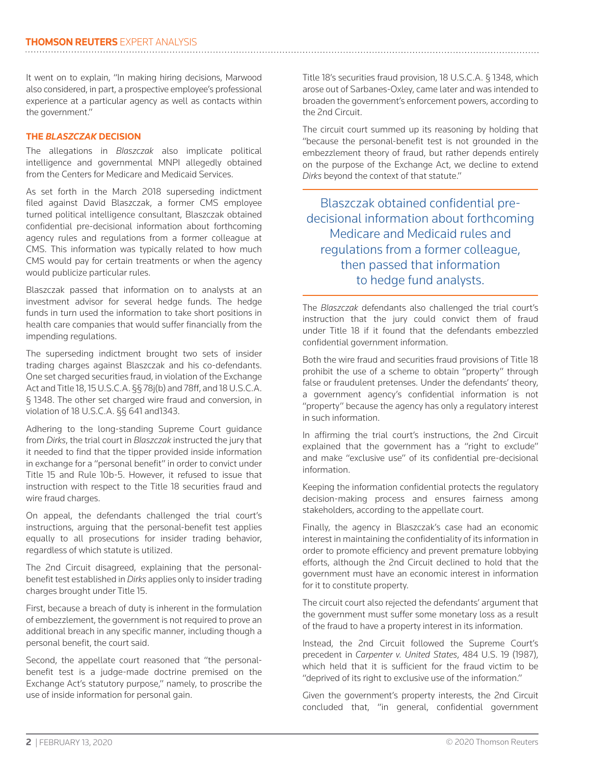It went on to explain, "In making hiring decisions, Marwood also considered, in part, a prospective employee's professional experience at a particular agency as well as contacts within the government."

## THE *BLASZCZAK* DECISION

The allegations in *Blaszczak* also implicate political intelligence and governmental MNPI allegedly obtained from the Centers for Medicare and Medicaid Services.

As set forth in the March 2018 superseding indictment filed against David Blaszczak, a former CMS employee turned political intelligence consultant, Blaszczak obtained confidential pre-decisional information about forthcoming agency rules and regulations from a former colleague at CMS. This information was typically related to how much CMS would pay for certain treatments or when the agency would publicize particular rules.

Blaszczak passed that information on to analysts at an investment advisor for several hedge funds. The hedge funds in turn used the information to take short positions in health care companies that would suffer financially from the impending regulations.

The superseding indictment brought two sets of insider trading charges against Blaszczak and his co-defendants. One set charged securities fraud, in violation of the Exchange Act and Title 18, 15 U.S.C.A. §§ 78j(b) and 78ff, and 18 U.S.C.A. § 1348. The other set charged wire fraud and conversion, in violation of 18 U.S.C.A. §§ 641 and1343.

Adhering to the long-standing Supreme Court guidance from *Dirks*, the trial court in *Blaszczak* instructed the jury that it needed to find that the tipper provided inside information in exchange for a "personal benefit" in order to convict under Title 15 and Rule 10b-5. However, it refused to issue that instruction with respect to the Title 18 securities fraud and wire fraud charges.

On appeal, the defendants challenged the trial court's instructions, arguing that the personal-benefit test applies equally to all prosecutions for insider trading behavior, regardless of which statute is utilized.

The 2nd Circuit disagreed, explaining that the personal-benefit test established in *Dirks* applies only to insider trading charges brought under Title 15.

First, because a breach of duty is inherent in the formulation of embezzlement, the government is not required to prove an additional breach in any specific manner, including though a personal benefit, the court said.

Second, the appellate court reasoned that "the personal-benefit test is a judge-made doctrine premised on the Exchange Act's statutory purpose," namely, to proscribe the use of inside information for personal gain.

Title 18's securities fraud provision, 18 U.S.C.A. § 1348, which arose out of Sarbanes-Oxley, came later and was intended to broaden the government's enforcement powers, according to the 2nd Circuit.

The circuit court summed up its reasoning by holding that "because the personal-benefit test is not grounded in the embezzlement theory of fraud, but rather depends entirely on the purpose of the Exchange Act, we decline to extend *Dirks* beyond the context of that statute."

> Blaszczak obtained confidential pre-decisional information about forthcoming Medicare and Medicaid rules and regulations from a former colleague, then passed that information to hedge fund analysts.

The *Blaszczak* defendants also challenged the trial court's instruction that the jury could convict them of fraud under Title 18 if it found that the defendants embezzled confidential government information.

Both the wire fraud and securities fraud provisions of Title 18 prohibit the use of a scheme to obtain "property" through false or fraudulent pretenses. Under the defendants' theory, a government agency's confidential information is not "property" because the agency has only a regulatory interest in such information.

In affirming the trial court's instructions, the 2nd Circuit explained that the government has a "right to exclude" and make "exclusive use" of its confidential pre-decisional information.

Keeping the information confidential protects the regulatory decision-making process and ensures fairness among stakeholders, according to the appellate court.

Finally, the agency in Blaszczak's case had an economic interest in maintaining the confidentiality of its information in order to promote efficiency and prevent premature lobbying efforts, although the 2nd Circuit declined to hold that the government must have an economic interest in information for it to constitute property.

The circuit court also rejected the defendants' argument that the government must suffer some monetary loss as a result of the fraud to have a property interest in its information.

Instead, the 2nd Circuit followed the Supreme Court's precedent in *Carpenter v. United States*, 484 U.S. 19 (1987), which held that it is sufficient for the fraud victim to be "deprived of its right to exclusive use of the information."

Given the government's property interests, the 2nd Circuit concluded that, "in general, confidential government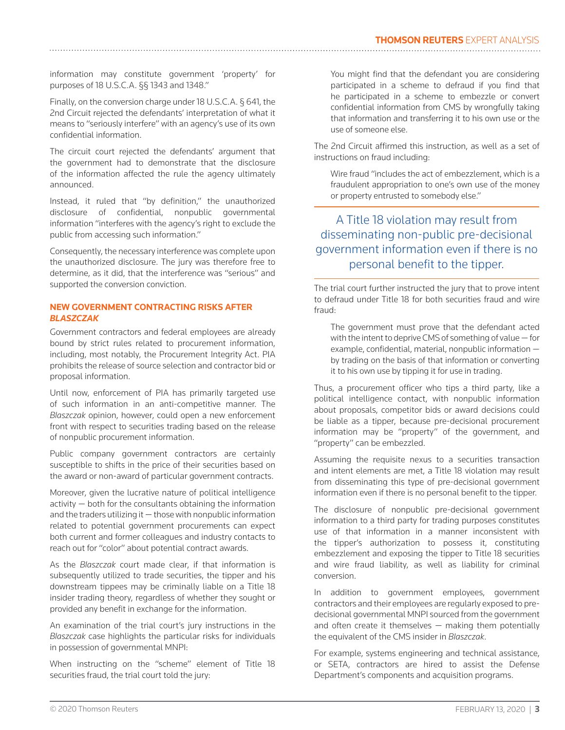information may constitute government 'property' for purposes of 18 U.S.C.A. §§ 1343 and 1348."

Finally, on the conversion charge under 18 U.S.C.A. § 641, the 2nd Circuit rejected the defendants' interpretation of what it means to "seriously interfere" with an agency's use of its own confidential information.

The circuit court rejected the defendants' argument that the government had to demonstrate that the disclosure of the information affected the rule the agency ultimately announced.

Instead, it ruled that "by definition," the unauthorized disclosure of confidential, nonpublic governmental information "interferes with the agency's right to exclude the public from accessing such information."

Consequently, the necessary interference was complete upon the unauthorized disclosure. The jury was therefore free to determine, as it did, that the interference was "serious" and supported the conversion conviction.

## NEW GOVERNMENT CONTRACTING RISKS AFTER *BLASZCZAK*

Government contractors and federal employees are already bound by strict rules related to procurement information, including, most notably, the Procurement Integrity Act. PIA prohibits the release of source selection and contractor bid or proposal information.

Until now, enforcement of PIA has primarily targeted use of such information in an anti-competitive manner. The *Blaszczak* opinion, however, could open a new enforcement front with respect to securities trading based on the release of nonpublic procurement information.

Public company government contractors are certainly susceptible to shifts in the price of their securities based on the award or non-award of particular government contracts.

Moreover, given the lucrative nature of political intelligence activity — both for the consultants obtaining the information and the traders utilizing it — those with nonpublic information related to potential government procurements can expect both current and former colleagues and industry contacts to reach out for "color" about potential contract awards.

As the *Blaszczak* court made clear, if that information is subsequently utilized to trade securities, the tipper and his downstream tippees may be criminally liable on a Title 18 insider trading theory, regardless of whether they sought or provided any benefit in exchange for the information.

An examination of the trial court's jury instructions in the *Blaszczak* case highlights the particular risks for individuals in possession of governmental MNPI:

When instructing on the "scheme" element of Title 18 securities fraud, the trial court told the jury:

> You might find that the defendant you are considering participated in a scheme to defraud if you find that he participated in a scheme to embezzle or convert confidential information from CMS by wrongfully taking that information and transferring it to his own use or the use of someone else.

The 2nd Circuit affirmed this instruction, as well as a set of instructions on fraud including:

> Wire fraud "includes the act of embezzlement, which is a fraudulent appropriation to one's own use of the money or property entrusted to somebody else."

> A Title 18 violation may result from disseminating non-public pre-decisional government information even if there is no personal benefit to the tipper.

The trial court further instructed the jury that to prove intent to defraud under Title 18 for both securities fraud and wire fraud:

> The government must prove that the defendant acted with the intent to deprive CMS of something of value — for example, confidential, material, nonpublic information — by trading on the basis of that information or converting it to his own use by tipping it for use in trading.

Thus, a procurement officer who tips a third party, like a political intelligence contact, with nonpublic information about proposals, competitor bids or award decisions could be liable as a tipper, because pre-decisional procurement information may be "property" of the government, and "property" can be embezzled.

Assuming the requisite nexus to a securities transaction and intent elements are met, a Title 18 violation may result from disseminating this type of pre-decisional government information even if there is no personal benefit to the tipper.

The disclosure of nonpublic pre-decisional government information to a third party for trading purposes constitutes use of that information in a manner inconsistent with the tipper's authorization to possess it, constituting embezzlement and exposing the tipper to Title 18 securities and wire fraud liability, as well as liability for criminal conversion.

In addition to government employees, government contractors and their employees are regularly exposed to pre-decisional governmental MNPI sourced from the government and often create it themselves — making them potentially the equivalent of the CMS insider in *Blaszczak*.

For example, systems engineering and technical assistance, or SETA, contractors are hired to assist the Defense Department's components and acquisition programs.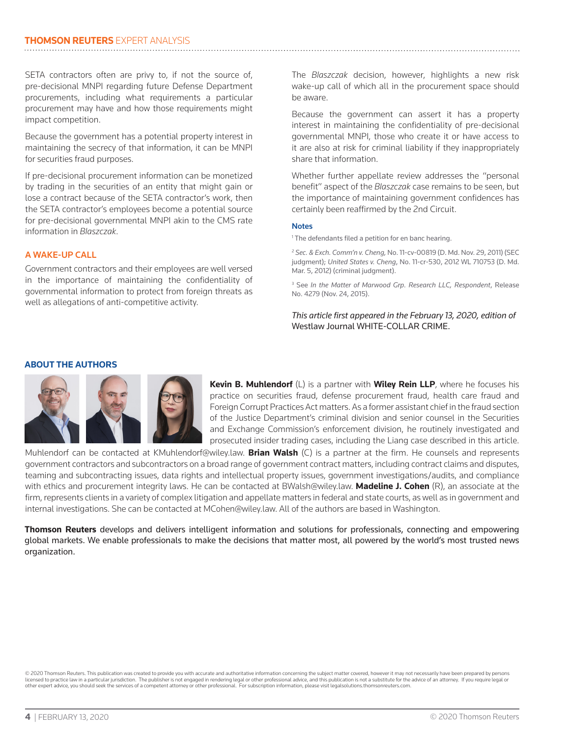SETA contractors often are privy to, if not the source of, pre-decisional MNPI regarding future Defense Department procurements, including what requirements a particular procurement may have and how those requirements might impact competition.

Because the government has a potential property interest in maintaining the secrecy of that information, it can be MNPI for securities fraud purposes.

If pre-decisional procurement information can be monetized by trading in the securities of an entity that might gain or lose a contract because of the SETA contractor's work, then the SETA contractor's employees become a potential source for pre-decisional governmental MNPI akin to the CMS rate information in *Blaszczak*.

## A WAKE-UP CALL

Government contractors and their employees are well versed in the importance of maintaining the confidentiality of governmental information to protect from foreign threats as well as allegations of anti-competitive activity.

The *Blaszczak* decision, however, highlights a new risk wake-up call of which all in the procurement space should be aware.

Because the government can assert it has a property interest in maintaining the confidentiality of pre-decisional governmental MNPI, those who create it or have access to it are also at risk for criminal liability if they inappropriately share that information.

Whether further appellate review addresses the "personal benefit" aspect of the *Blaszczak* case remains to be seen, but the importance of maintaining government confidences has certainly been reaffirmed by the 2nd Circuit.

### Notes

[1] The defendants filed a petition for en banc hearing.

[2] *Sec. & Exch. Comm'n v. Cheng*, No. 11-cv-00819 (D. Md. Nov. 29, 2011) (SEC judgment); *United States v. Cheng*, No. 11-cr-530, 2012 WL 710753 (D. Md. Mar. 5, 2012) (criminal judgment).

[3] See *In the Matter of Marwood Grp. Research LLC, Respondent*, Release No. 4279 (Nov. 24, 2015).

*This article first appeared in the February 13, 2020, edition of* Westlaw Journal WHITE-COLLAR CRIME.

## ABOUT THE AUTHORS

**Kevin B. Muhlendorf** (L) is a partner with **Wiley Rein LLP**, where he focuses his practice on securities fraud, defense procurement fraud, health care fraud and Foreign Corrupt Practices Act matters. As a former assistant chief in the fraud section of the Justice Department's criminal division and senior counsel in the Securities and Exchange Commission's enforcement division, he routinely investigated and prosecuted insider trading cases, including the Liang case described in this article. Muhlendorf can be contacted at KMuhlendorf@wiley.law. **Brian Walsh** (C) is a partner at the firm. He counsels and represents government contractors and subcontractors on a broad range of government contract matters, including contract claims and disputes, teaming and subcontracting issues, data rights and intellectual property issues, government investigations/audits, and compliance with ethics and procurement integrity laws. He can be contacted at BWalsh@wiley.law. **Madeline J. Cohen** (R), an associate at the firm, represents clients in a variety of complex litigation and appellate matters in federal and state courts, as well as in government and internal investigations. She can be contacted at MCohen@wiley.law. All of the authors are based in Washington.

**Thomson Reuters** develops and delivers intelligent information and solutions for professionals, connecting and empowering global markets. We enable professionals to make the decisions that matter most, all powered by the world's most trusted news organization.

© 2020 Thomson Reuters. This publication was created to provide you with accurate and authoritative information concerning the subject matter covered, however it may not necessarily have been prepared by persons licensed to practice law in a particular jurisdiction. The publisher is not engaged in rendering legal or other professional advice, and this publication is not a substitute for the advice of an attorney. If you require legal or other expert advice, you should seek the services of a competent attorney or other professional. For subscription information, please visit legalsolutions.thomsonreuters.com.